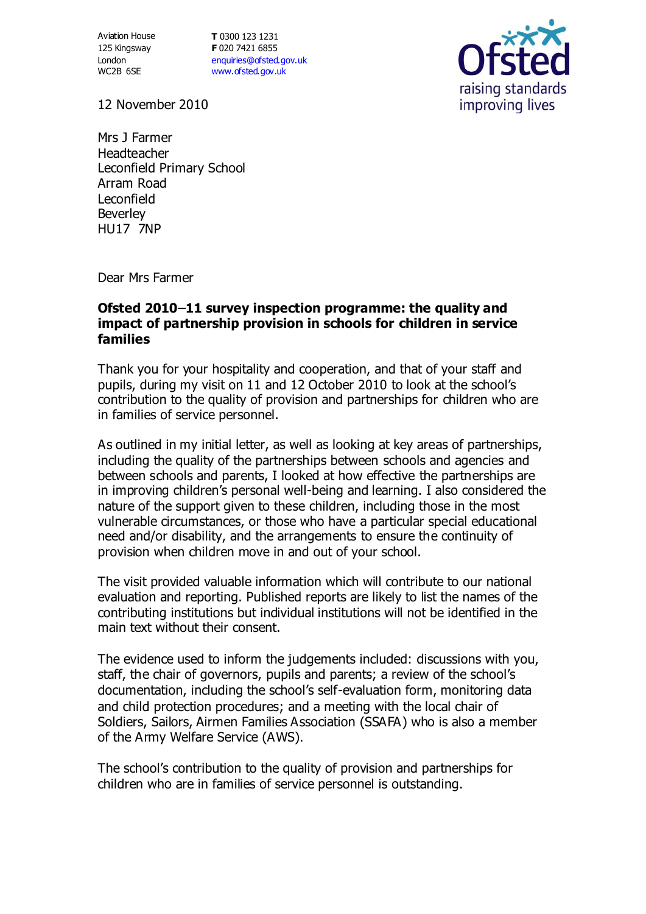Aviation House
125 Kingsway
London
WC2B 6SE

**T** 0300 123 1231
**F** 020 7421 6855
enquiries@ofsted.gov.uk
www.ofsted.gov.uk

Ofsted
raising standards
improving lives

12 November 2010

Mrs J Farmer
Headteacher
Leconfield Primary School
Arram Road
Leconfield
Beverley
HU17 7NP

Dear Mrs Farmer

**Ofsted 2010–11 survey inspection programme: the quality and impact of partnership provision in schools for children in service families**

Thank you for your hospitality and cooperation, and that of your staff and pupils, during my visit on 11 and 12 October 2010 to look at the school's contribution to the quality of provision and partnerships for children who are in families of service personnel.

As outlined in my initial letter, as well as looking at key areas of partnerships, including the quality of the partnerships between schools and agencies and between schools and parents, I looked at how effective the partnerships are in improving children's personal well-being and learning. I also considered the nature of the support given to these children, including those in the most vulnerable circumstances, or those who have a particular special educational need and/or disability, and the arrangements to ensure the continuity of provision when children move in and out of your school.

The visit provided valuable information which will contribute to our national evaluation and reporting. Published reports are likely to list the names of the contributing institutions but individual institutions will not be identified in the main text without their consent.

The evidence used to inform the judgements included: discussions with you, staff, the chair of governors, pupils and parents; a review of the school's documentation, including the school's self-evaluation form, monitoring data and child protection procedures; and a meeting with the local chair of Soldiers, Sailors, Airmen Families Association (SSAFA) who is also a member of the Army Welfare Service (AWS).

The school's contribution to the quality of provision and partnerships for children who are in families of service personnel is outstanding.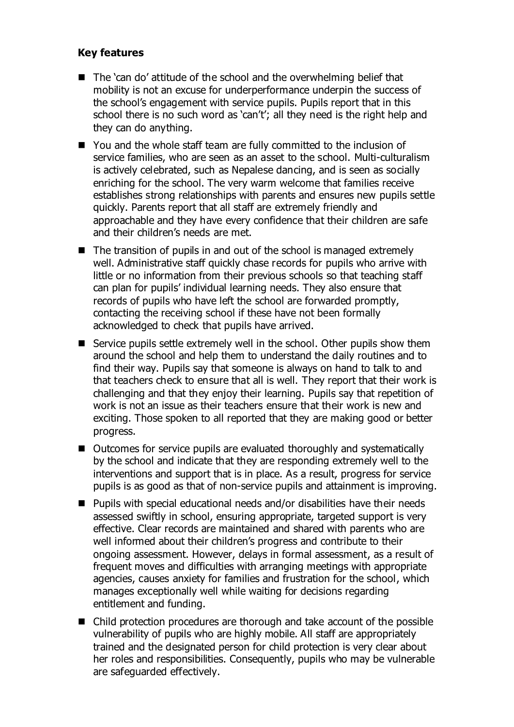**Key features**

- The 'can do' attitude of the school and the overwhelming belief that mobility is not an excuse for underperformance underpin the success of the school's engagement with service pupils. Pupils report that in this school there is no such word as 'can't'; all they need is the right help and they can do anything.
- You and the whole staff team are fully committed to the inclusion of service families, who are seen as an asset to the school. Multi-culturalism is actively celebrated, such as Nepalese dancing, and is seen as socially enriching for the school. The very warm welcome that families receive establishes strong relationships with parents and ensures new pupils settle quickly. Parents report that all staff are extremely friendly and approachable and they have every confidence that their children are safe and their children's needs are met.
- The transition of pupils in and out of the school is managed extremely well. Administrative staff quickly chase records for pupils who arrive with little or no information from their previous schools so that teaching staff can plan for pupils' individual learning needs. They also ensure that records of pupils who have left the school are forwarded promptly, contacting the receiving school if these have not been formally acknowledged to check that pupils have arrived.
- Service pupils settle extremely well in the school. Other pupils show them around the school and help them to understand the daily routines and to find their way. Pupils say that someone is always on hand to talk to and that teachers check to ensure that all is well. They report that their work is challenging and that they enjoy their learning. Pupils say that repetition of work is not an issue as their teachers ensure that their work is new and exciting. Those spoken to all reported that they are making good or better progress.
- Outcomes for service pupils are evaluated thoroughly and systematically by the school and indicate that they are responding extremely well to the interventions and support that is in place. As a result, progress for service pupils is as good as that of non-service pupils and attainment is improving.
- Pupils with special educational needs and/or disabilities have their needs assessed swiftly in school, ensuring appropriate, targeted support is very effective. Clear records are maintained and shared with parents who are well informed about their children's progress and contribute to their ongoing assessment. However, delays in formal assessment, as a result of frequent moves and difficulties with arranging meetings with appropriate agencies, causes anxiety for families and frustration for the school, which manages exceptionally well while waiting for decisions regarding entitlement and funding.
- Child protection procedures are thorough and take account of the possible vulnerability of pupils who are highly mobile. All staff are appropriately trained and the designated person for child protection is very clear about her roles and responsibilities. Consequently, pupils who may be vulnerable are safeguarded effectively.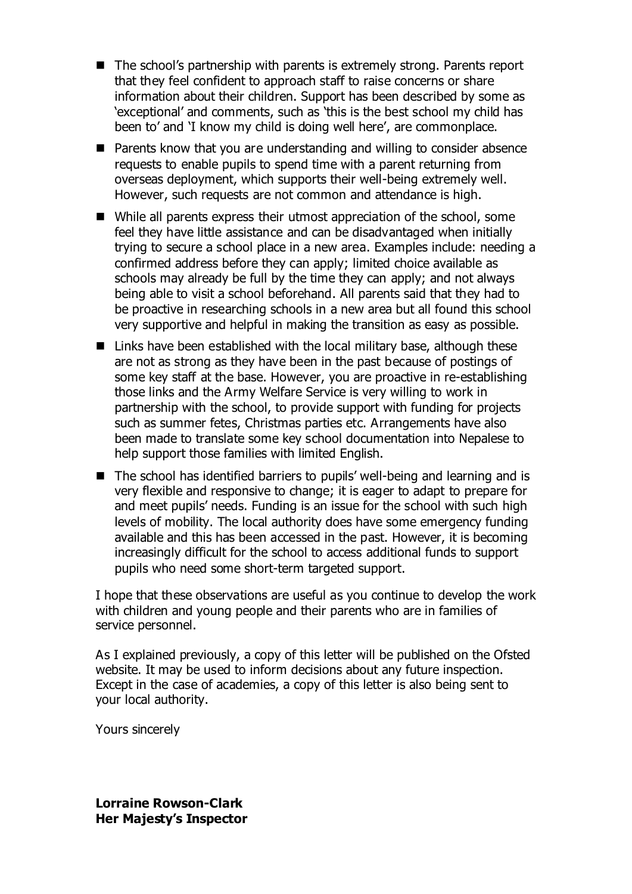- The school's partnership with parents is extremely strong. Parents report that they feel confident to approach staff to raise concerns or share information about their children. Support has been described by some as 'exceptional' and comments, such as 'this is the best school my child has been to' and 'I know my child is doing well here', are commonplace.
- Parents know that you are understanding and willing to consider absence requests to enable pupils to spend time with a parent returning from overseas deployment, which supports their well-being extremely well. However, such requests are not common and attendance is high.
- While all parents express their utmost appreciation of the school, some feel they have little assistance and can be disadvantaged when initially trying to secure a school place in a new area. Examples include: needing a confirmed address before they can apply; limited choice available as schools may already be full by the time they can apply; and not always being able to visit a school beforehand. All parents said that they had to be proactive in researching schools in a new area but all found this school very supportive and helpful in making the transition as easy as possible.
- Links have been established with the local military base, although these are not as strong as they have been in the past because of postings of some key staff at the base. However, you are proactive in re-establishing those links and the Army Welfare Service is very willing to work in partnership with the school, to provide support with funding for projects such as summer fetes, Christmas parties etc. Arrangements have also been made to translate some key school documentation into Nepalese to help support those families with limited English.
- The school has identified barriers to pupils' well-being and learning and is very flexible and responsive to change; it is eager to adapt to prepare for and meet pupils' needs. Funding is an issue for the school with such high levels of mobility. The local authority does have some emergency funding available and this has been accessed in the past. However, it is becoming increasingly difficult for the school to access additional funds to support pupils who need some short-term targeted support.

I hope that these observations are useful as you continue to develop the work with children and young people and their parents who are in families of service personnel.

As I explained previously, a copy of this letter will be published on the Ofsted website. It may be used to inform decisions about any future inspection. Except in the case of academies, a copy of this letter is also being sent to your local authority.

Yours sincerely

**Lorraine Rowson-Clark**
**Her Majesty's Inspector**